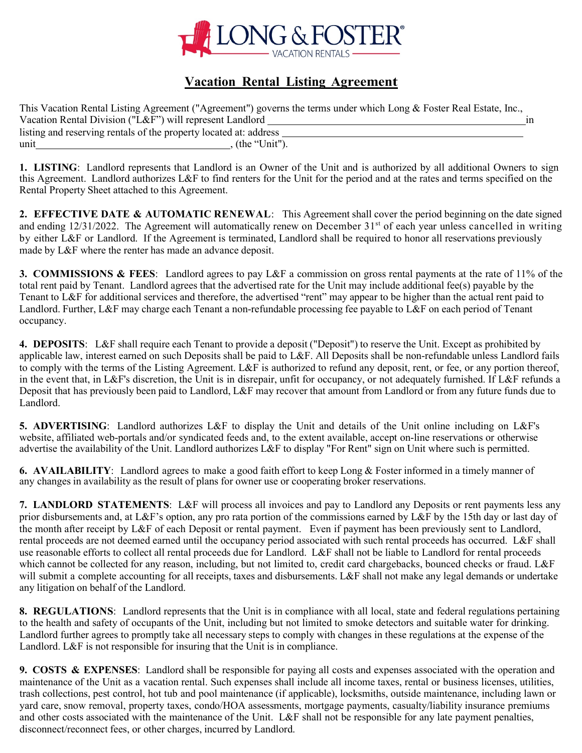# Vacation Rental Listing Agreement

This Vacation Rental Listing Agreement ("Agreement") governs the terms under which Long & Foster Real Estate, Inc., Vacation Rental Division ("L&F") will represent Landlord ______________________________________ in listing and reserving rentals of the property located at: address ______________________________________ unit______________________________, (the "Unit").

**1. LISTING**: Landlord represents that Landlord is an Owner of the Unit and is authorized by all additional Owners to sign this Agreement. Landlord authorizes L&F to find renters for the Unit for the period and at the rates and terms specified on the Rental Property Sheet attached to this Agreement.

**2. EFFECTIVE DATE & AUTOMATIC RENEWAL**: This Agreement shall cover the period beginning on the date signed and ending 12/31/2022. The Agreement will automatically renew on December 31st of each year unless cancelled in writing by either L&F or Landlord. If the Agreement is terminated, Landlord shall be required to honor all reservations previously made by L&F where the renter has made an advance deposit.

**3. COMMISSIONS & FEES**: Landlord agrees to pay L&F a commission on gross rental payments at the rate of 11% of the total rent paid by Tenant. Landlord agrees that the advertised rate for the Unit may include additional fee(s) payable by the Tenant to L&F for additional services and therefore, the advertised "rent" may appear to be higher than the actual rent paid to Landlord. Further, L&F may charge each Tenant a non-refundable processing fee payable to L&F on each period of Tenant occupancy.

**4. DEPOSITS**: L&F shall require each Tenant to provide a deposit ("Deposit") to reserve the Unit. Except as prohibited by applicable law, interest earned on such Deposits shall be paid to L&F. All Deposits shall be non-refundable unless Landlord fails to comply with the terms of the Listing Agreement. L&F is authorized to refund any deposit, rent, or fee, or any portion thereof, in the event that, in L&F's discretion, the Unit is in disrepair, unfit for occupancy, or not adequately furnished. If L&F refunds a Deposit that has previously been paid to Landlord, L&F may recover that amount from Landlord or from any future funds due to Landlord.

**5. ADVERTISING**: Landlord authorizes L&F to display the Unit and details of the Unit online including on L&F's website, affiliated web-portals and/or syndicated feeds and, to the extent available, accept on-line reservations or otherwise advertise the availability of the Unit. Landlord authorizes L&F to display "For Rent" sign on Unit where such is permitted.

**6. AVAILABILITY**: Landlord agrees to make a good faith effort to keep Long & Foster informed in a timely manner of any changes in availability as the result of plans for owner use or cooperating broker reservations.

**7. LANDLORD STATEMENTS**: L&F will process all invoices and pay to Landlord any Deposits or rent payments less any prior disbursements and, at L&F's option, any pro rata portion of the commissions earned by L&F by the 15th day or last day of the month after receipt by L&F of each Deposit or rental payment. Even if payment has been previously sent to Landlord, rental proceeds are not deemed earned until the occupancy period associated with such rental proceeds has occurred. L&F shall use reasonable efforts to collect all rental proceeds due for Landlord. L&F shall not be liable to Landlord for rental proceeds which cannot be collected for any reason, including, but not limited to, credit card chargebacks, bounced checks or fraud. L&F will submit a complete accounting for all receipts, taxes and disbursements. L&F shall not make any legal demands or undertake any litigation on behalf of the Landlord.

**8. REGULATIONS**: Landlord represents that the Unit is in compliance with all local, state and federal regulations pertaining to the health and safety of occupants of the Unit, including but not limited to smoke detectors and suitable water for drinking. Landlord further agrees to promptly take all necessary steps to comply with changes in these regulations at the expense of the Landlord. L&F is not responsible for insuring that the Unit is in compliance.

**9. COSTS & EXPENSES**: Landlord shall be responsible for paying all costs and expenses associated with the operation and maintenance of the Unit as a vacation rental. Such expenses shall include all income taxes, rental or business licenses, utilities, trash collections, pest control, hot tub and pool maintenance (if applicable), locksmiths, outside maintenance, including lawn or yard care, snow removal, property taxes, condo/HOA assessments, mortgage payments, casualty/liability insurance premiums and other costs associated with the maintenance of the Unit. L&F shall not be responsible for any late payment penalties, disconnect/reconnect fees, or other charges, incurred by Landlord.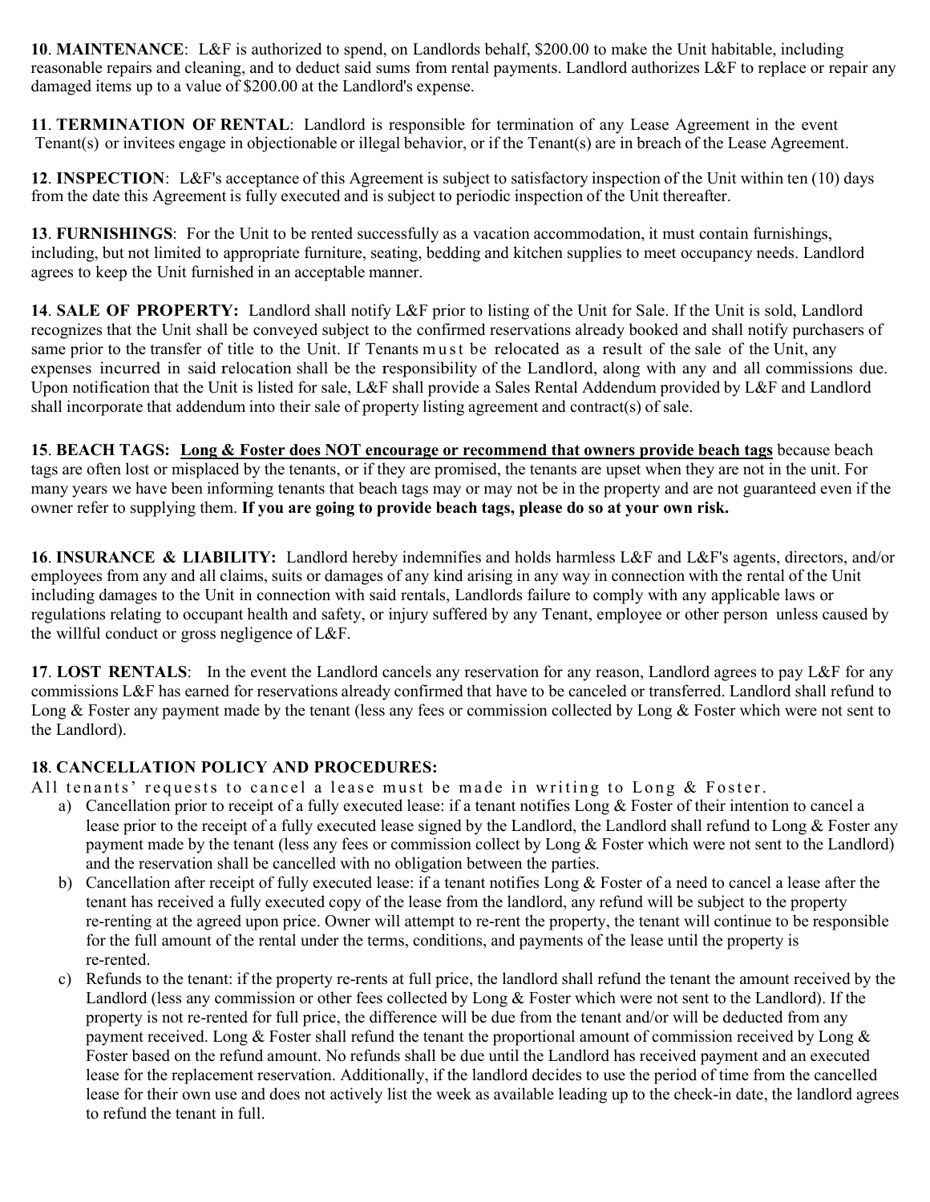**10**. **MAINTENANCE**: L&F is authorized to spend, on Landlords behalf, $200.00 to make the Unit habitable, including reasonable repairs and cleaning, and to deduct said sums from rental payments. Landlord authorizes L&F to replace or repair any damaged items up to a value of $200.00 at the Landlord's expense.

**11**. **TERMINATION OF RENTAL**: Landlord is responsible for termination of any Lease Agreement in the event Tenant(s) or invitees engage in objectionable or illegal behavior, or if the Tenant(s) are in breach of the Lease Agreement.

**12**. **INSPECTION**: L&F's acceptance of this Agreement is subject to satisfactory inspection of the Unit within ten (10) days from the date this Agreement is fully executed and is subject to periodic inspection of the Unit thereafter.

**13**. **FURNISHINGS**: For the Unit to be rented successfully as a vacation accommodation, it must contain furnishings, including, but not limited to appropriate furniture, seating, bedding and kitchen supplies to meet occupancy needs. Landlord agrees to keep the Unit furnished in an acceptable manner.

**14**. **SALE OF PROPERTY:** Landlord shall notify L&F prior to listing of the Unit for Sale. If the Unit is sold, Landlord recognizes that the Unit shall be conveyed subject to the confirmed reservations already booked and shall notify purchasers of same prior to the transfer of title to the Unit. If Tenants must be relocated as a result of the sale of the Unit, any expenses incurred in said relocation shall be the responsibility of the Landlord, along with any and all commissions due. Upon notification that the Unit is listed for sale, L&F shall provide a Sales Rental Addendum provided by L&F and Landlord shall incorporate that addendum into their sale of property listing agreement and contract(s) of sale.

**15**. **BEACH TAGS:** **<u>Long & Foster does NOT encourage or recommend that owners provide beach tags</u>** because beach tags are often lost or misplaced by the tenants, or if they are promised, the tenants are upset when they are not in the unit. For many years we have been informing tenants that beach tags may or may not be in the property and are not guaranteed even if the owner refer to supplying them. **If you are going to provide beach tags, please do so at your own risk.**

**16**. **INSURANCE & LIABILITY:** Landlord hereby indemnifies and holds harmless L&F and L&F's agents, directors, and/or employees from any and all claims, suits or damages of any kind arising in any way in connection with the rental of the Unit including damages to the Unit in connection with said rentals, Landlords failure to comply with any applicable laws or regulations relating to occupant health and safety, or injury suffered by any Tenant, employee or other person unless caused by the willful conduct or gross negligence of L&F.

**17**. **LOST RENTALS**: In the event the Landlord cancels any reservation for any reason, Landlord agrees to pay L&F for any commissions L&F has earned for reservations already confirmed that have to be canceled or transferred. Landlord shall refund to Long & Foster any payment made by the tenant (less any fees or commission collected by Long & Foster which were not sent to the Landlord).

**18**. **CANCELLATION POLICY AND PROCEDURES:**

All tenants' requests to cancel a lease must be made in writing to Long & Foster.

a) Cancellation prior to receipt of a fully executed lease: if a tenant notifies Long & Foster of their intention to cancel a lease prior to the receipt of a fully executed lease signed by the Landlord, the Landlord shall refund to Long & Foster any payment made by the tenant (less any fees or commission collect by Long & Foster which were not sent to the Landlord) and the reservation shall be cancelled with no obligation between the parties.

b) Cancellation after receipt of fully executed lease: if a tenant notifies Long & Foster of a need to cancel a lease after the tenant has received a fully executed copy of the lease from the landlord, any refund will be subject to the property re-renting at the agreed upon price. Owner will attempt to re-rent the property, the tenant will continue to be responsible for the full amount of the rental under the terms, conditions, and payments of the lease until the property is re-rented.

c) Refunds to the tenant: if the property re-rents at full price, the landlord shall refund the tenant the amount received by the Landlord (less any commission or other fees collected by Long & Foster which were not sent to the Landlord). If the property is not re-rented for full price, the difference will be due from the tenant and/or will be deducted from any payment received. Long & Foster shall refund the tenant the proportional amount of commission received by Long & Foster based on the refund amount. No refunds shall be due until the Landlord has received payment and an executed lease for the replacement reservation. Additionally, if the landlord decides to use the period of time from the cancelled lease for their own use and does not actively list the week as available leading up to the check-in date, the landlord agrees to refund the tenant in full.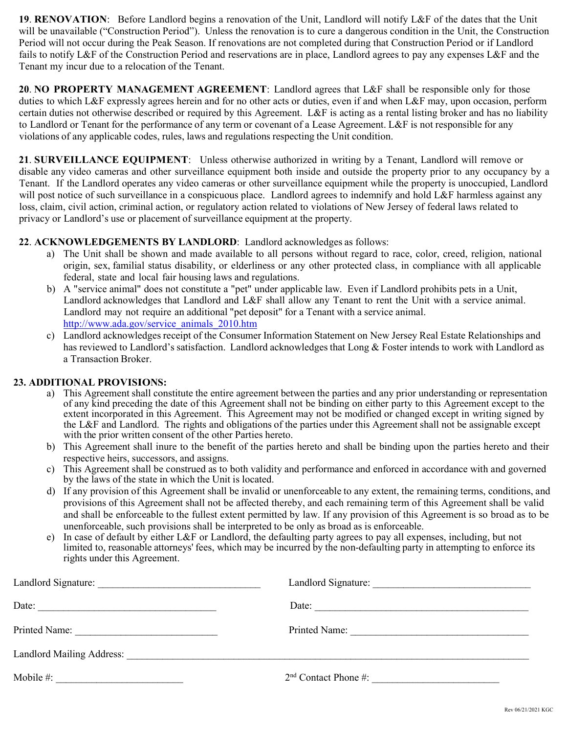**19**. **RENOVATION**: Before Landlord begins a renovation of the Unit, Landlord will notify L&F of the dates that the Unit will be unavailable ("Construction Period"). Unless the renovation is to cure a dangerous condition in the Unit, the Construction Period will not occur during the Peak Season. If renovations are not completed during that Construction Period or if Landlord fails to notify L&F of the Construction Period and reservations are in place, Landlord agrees to pay any expenses L&F and the Tenant my incur due to a relocation of the Tenant.

**20**. **NO PROPERTY MANAGEMENT AGREEMENT**: Landlord agrees that L&F shall be responsible only for those duties to which L&F expressly agrees herein and for no other acts or duties, even if and when L&F may, upon occasion, perform certain duties not otherwise described or required by this Agreement. L&F is acting as a rental listing broker and has no liability to Landlord or Tenant for the performance of any term or covenant of a Lease Agreement. L&F is not responsible for any violations of any applicable codes, rules, laws and regulations respecting the Unit condition.

**21**. **SURVEILLANCE EQUIPMENT**: Unless otherwise authorized in writing by a Tenant, Landlord will remove or disable any video cameras and other surveillance equipment both inside and outside the property prior to any occupancy by a Tenant. If the Landlord operates any video cameras or other surveillance equipment while the property is unoccupied, Landlord will post notice of such surveillance in a conspicuous place. Landlord agrees to indemnify and hold L&F harmless against any loss, claim, civil action, criminal action, or regulatory action related to violations of New Jersey of federal laws related to privacy or Landlord's use or placement of surveillance equipment at the property.

**22**. **ACKNOWLEDGEMENTS BY LANDLORD**: Landlord acknowledges as follows:

a) The Unit shall be shown and made available to all persons without regard to race, color, creed, religion, national origin, sex, familial status disability, or elderliness or any other protected class, in compliance with all applicable federal, state and local fair housing laws and regulations.
b) A "service animal" does not constitute a "pet" under applicable law. Even if Landlord prohibits pets in a Unit, Landlord acknowledges that Landlord and L&F shall allow any Tenant to rent the Unit with a service animal. Landlord may not require an additional "pet deposit" for a Tenant with a service animal. http://www.ada.gov/service_animals_2010.htm
c) Landlord acknowledges receipt of the Consumer Information Statement on New Jersey Real Estate Relationships and has reviewed to Landlord's satisfaction. Landlord acknowledges that Long & Foster intends to work with Landlord as a Transaction Broker.

**23. ADDITIONAL PROVISIONS:**

a) This Agreement shall constitute the entire agreement between the parties and any prior understanding or representation of any kind preceding the date of this Agreement shall not be binding on either party to this Agreement except to the extent incorporated in this Agreement. This Agreement may not be modified or changed except in writing signed by the L&F and Landlord. The rights and obligations of the parties under this Agreement shall not be assignable except with the prior written consent of the other Parties hereto.
b) This Agreement shall inure to the benefit of the parties hereto and shall be binding upon the parties hereto and their respective heirs, successors, and assigns.
c) This Agreement shall be construed as to both validity and performance and enforced in accordance with and governed by the laws of the state in which the Unit is located.
d) If any provision of this Agreement shall be invalid or unenforceable to any extent, the remaining terms, conditions, and provisions of this Agreement shall not be affected thereby, and each remaining term of this Agreement shall be valid and shall be enforceable to the fullest extent permitted by law. If any provision of this Agreement is so broad as to be unenforceable, such provisions shall be interpreted to be only as broad as is enforceable.
e) In case of default by either L&F or Landlord, the defaulting party agrees to pay all expenses, including, but not limited to, reasonable attorneys' fees, which may be incurred by the non-defaulting party in attempting to enforce its rights under this Agreement.

Landlord Signature: ______________________________ Landlord Signature: ______________________________

Date: ______________________________ Date: ______________________________

Printed Name: ______________________________ Printed Name: ______________________________

Landlord Mailing Address: ______________________________________________________________

Mobile #: ________________________ 2nd Contact Phone #: ________________________

Rev 06/21/2021 KGC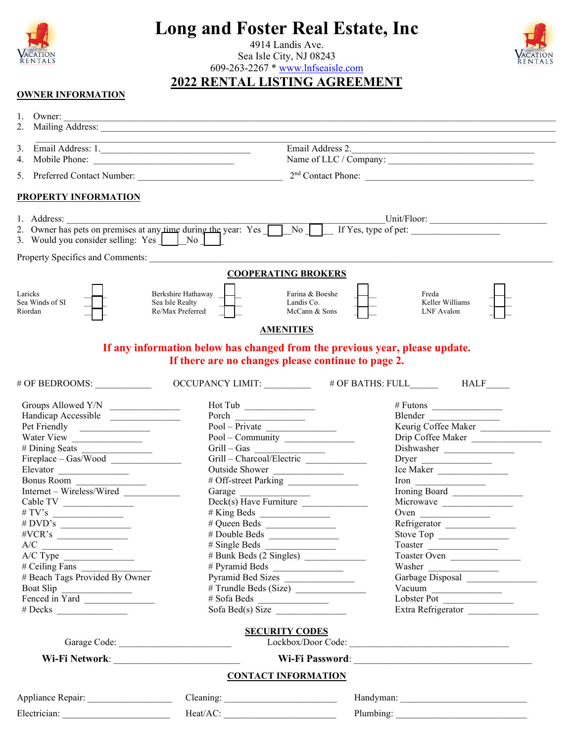# Long and Foster Real Estate, Inc

4914 Landis Ave.
Sea Isle City, NJ 08243
609-263-2267 * www.lnfseaisle.com

## 2022 RENTAL LISTING AGREEMENT

### OWNER INFORMATION

1. Owner: ___________________________________________
2. Mailing Address: ___________________________________________
3. Email Address: 1.___________________ Email Address 2.___________________
4. Mobile Phone: ___________________ Name of LLC / Company: ___________________
5. Preferred Contact Number: ___________________ 2nd Contact Phone: ___________________

### PROPERTY INFORMATION

1. Address: ___________________________________________ Unit/Floor: ___________________
2. Owner has pets on premises at any time during the year: Yes ☐ No ☐ If Yes, type of pet: ___________________
3. Would you consider selling: Yes ☐ No ☐

Property Specifics and Comments: ___________________________________________

### COOPERATING BROKERS

| | | | | | | | |
|---|---|---|---|---|---|---|---|
| Laricks | ☐ | Berkshire Hathaway | ☐ | Farina & Boeshe | ☐ | Freda | ☐ |
| Sea Winds of SI | ☐ | Sea Isle Realty | ☐ | Landis Co. | ☐ | Keller Williams | ☐ |
| Riordan | ☐ | Re/Max Preferred | ☐ | McCann & Sons | ☐ | LNF Avalon | ☐ |

### AMENITIES

**If any information below has changed from the previous year, please update.**
**If there are no changes please continue to page 2.**

# OF BEDROOMS: ________ OCCUPANCY LIMIT: ________ # OF BATHS: FULL______ HALF_____

| | | |
|---|---|---|
| Groups Allowed Y/N ______ | Hot Tub ______ | # Futons ______ |
| Handicap Accessible ______ | Porch ______ | Blender ______ |
| Pet Friendly ______ | Pool – Private ______ | Keurig Coffee Maker ______ |
| Water View ______ | Pool – Community ______ | Drip Coffee Maker ______ |
| # Dining Seats ______ | Grill – Gas ______ | Dishwasher ______ |
| Fireplace – Gas/Wood ______ | Grill – Charcoal/Electric ______ | Dryer ______ |
| Elevator ______ | Outside Shower ______ | Ice Maker ______ |
| Bonus Room ______ | # Off-street Parking ______ | Iron ______ |
| Internet – Wireless/Wired ______ | Garage ______ | Ironing Board ______ |
| Cable TV ______ | Deck(s) Have Furniture ______ | Microwave ______ |
| # TV's ______ | # King Beds ______ | Oven ______ |
| # DVD's ______ | # Queen Beds ______ | Refrigerator ______ |
| #VCR's ______ | # Double Beds ______ | Stove Top ______ |
| A/C ______ | # Single Beds ______ | Toaster ______ |
| A/C Type ______ | # Bunk Beds (2 Singles) ______ | Toaster Oven ______ |
| # Ceiling Fans ______ | # Pyramid Beds ______ | Washer ______ |
| # Beach Tags Provided By Owner | Pyramid Bed Sizes ______ | Garbage Disposal ______ |
| Boat Slip ______ | # Trundle Beds (Size) ______ | Vacuum ______ |
| Fenced in Yard ______ | # Sofa Beds ______ | Lobster Pot ______ |
| # Decks ______ | Sofa Bed(s) Size ______ | Extra Refrigerator ______ |

### SECURITY CODES

Garage Code: ___________________ Lockbox/Door Code: ___________________

**Wi-Fi Network**: ___________________ **Wi-Fi Password**: ___________________

### CONTACT INFORMATION

| | | |
|---|---|---|
| Appliance Repair: ______ | Cleaning: ______ | Handyman: ______ |
| Electrician: ______ | Heat/AC: ______ | Plumbing: ______ |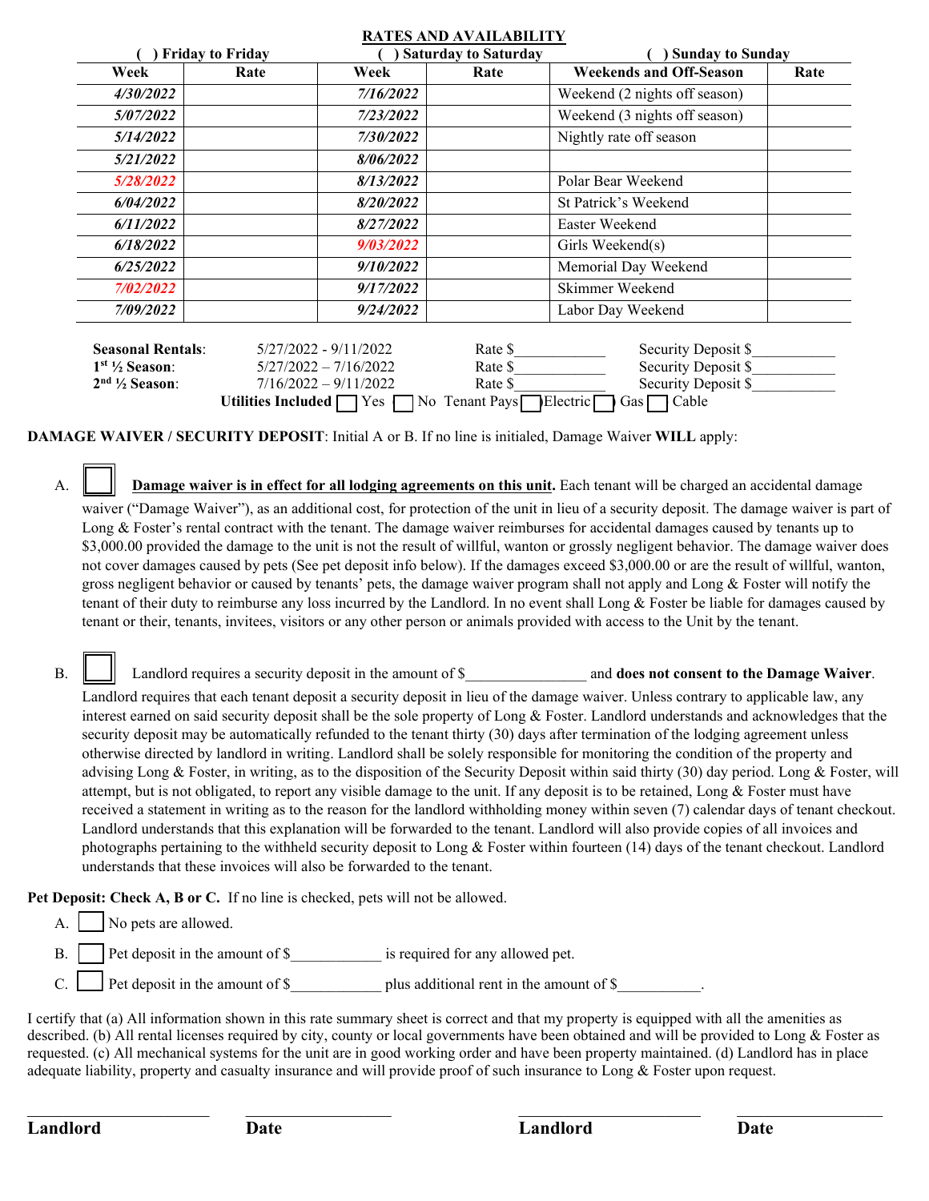## RATES AND AVAILABILITY

| ( ) Friday to Friday | | ( ) Saturday to Saturday | | ( ) Sunday to Sunday | |
|---|---|---|---|---|---|
| **Week** | **Rate** | **Week** | **Rate** | **Weekends and Off-Season** | **Rate** |
| *4/30/2022* | | *7/16/2022* | | Weekend (2 nights off season) | |
| *5/07/2022* | | *7/23/2022* | | Weekend (3 nights off season) | |
| *5/14/2022* | | *7/30/2022* | | Nightly rate off season | |
| *5/21/2022* | | *8/06/2022* | | | |
| *5/28/2022* | | *8/13/2022* | | Polar Bear Weekend | |
| *6/04/2022* | | *8/20/2022* | | St Patrick's Weekend | |
| *6/11/2022* | | *8/27/2022* | | Easter Weekend | |
| *6/18/2022* | | *9/03/2022* | | Girls Weekend(s) | |
| *6/25/2022* | | *9/10/2022* | | Memorial Day Weekend | |
| *7/02/2022* | | *9/17/2022* | | Skimmer Weekend | |
| *7/09/2022* | | *9/24/2022* | | Labor Day Weekend | |

| | | | |
|---|---|---|---|
| **Seasonal Rentals**: | 5/27/2022 - 9/11/2022 | Rate $____________ | Security Deposit $___________ |
| **1st ½ Season**: | 5/27/2022 – 7/16/2022 | Rate $____________ | Security Deposit $___________ |
| **2nd ½ Season**: | 7/16/2022 – 9/11/2022 | Rate $____________ | Security Deposit $___________ |

**Utilities Included** ☐ Yes ☐ No Tenant Pays ☐ Electric ☐ Gas ☐ Cable

**DAMAGE WAIVER / SECURITY DEPOSIT**: Initial A or B. If no line is initialed, Damage Waiver **WILL** apply:

A. ☐ **Damage waiver is in effect for all lodging agreements on this unit.** Each tenant will be charged an accidental damage waiver ("Damage Waiver"), as an additional cost, for protection of the unit in lieu of a security deposit. The damage waiver is part of Long & Foster's rental contract with the tenant. The damage waiver reimburses for accidental damages caused by tenants up to $3,000.00 provided the damage to the unit is not the result of willful, wanton or grossly negligent behavior. The damage waiver does not cover damages caused by pets (See pet deposit info below). If the damages exceed $3,000.00 or are the result of willful, wanton, gross negligent behavior or caused by tenants' pets, the damage waiver program shall not apply and Long & Foster will notify the tenant of their duty to reimburse any loss incurred by the Landlord. In no event shall Long & Foster be liable for damages caused by tenant or their, tenants, invitees, visitors or any other person or animals provided with access to the Unit by the tenant.

B. ☐ Landlord requires a security deposit in the amount of $_______________ and **does not consent to the Damage Waiver**. Landlord requires that each tenant deposit a security deposit in lieu of the damage waiver. Unless contrary to applicable law, any interest earned on said security deposit shall be the sole property of Long & Foster. Landlord understands and acknowledges that the security deposit may be automatically refunded to the tenant thirty (30) days after termination of the lodging agreement unless otherwise directed by landlord in writing. Landlord shall be solely responsible for monitoring the condition of the property and advising Long & Foster, in writing, as to the disposition of the Security Deposit within said thirty (30) day period. Long & Foster, will attempt, but is not obligated, to report any visible damage to the unit. If any deposit is to be retained, Long & Foster must have received a statement in writing as to the reason for the landlord withholding money within seven (7) calendar days of tenant checkout. Landlord understands that this explanation will be forwarded to the tenant. Landlord will also provide copies of all invoices and photographs pertaining to the withheld security deposit to Long & Foster within fourteen (14) days of the tenant checkout. Landlord understands that these invoices will also be forwarded to the tenant.

**Pet Deposit: Check A, B or C.** If no line is checked, pets will not be allowed.

A. ☐ No pets are allowed.

B. ☐ Pet deposit in the amount of $____________ is required for any allowed pet.

C. ☐ Pet deposit in the amount of $____________ plus additional rent in the amount of $___________.

I certify that (a) All information shown in this rate summary sheet is correct and that my property is equipped with all the amenities as described. (b) All rental licenses required by city, county or local governments have been obtained and will be provided to Long & Foster as requested. (c) All mechanical systems for the unit are in good working order and have been property maintained. (d) Landlord has in place adequate liability, property and casualty insurance and will provide proof of such insurance to Long & Foster upon request.

______________________ ________________ ______________________ ________________

**Landlord** **Date** **Landlord** **Date**